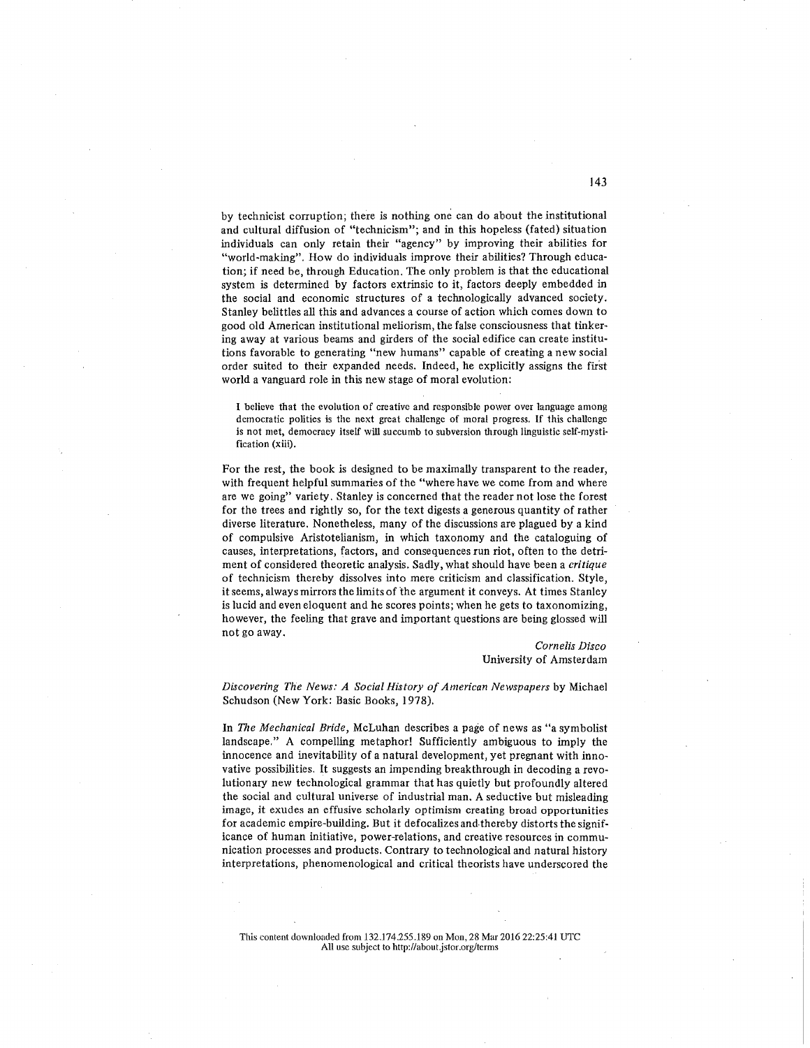by technicist corruption; there is nothing one can do about the institutional and cultural diffusion of "technicism"; and in this hopeless (fated) situation individuals can only retain their "agency" by improving their abilities for "world-making". How do individuals improve their abilities? Through education; if need be, through Education. The only problem is that the educational system is determined by factors extrinsic to it, factors deeply embedded in the social and economic structures of a technologically advanced society. Stanley belittles all this and advances a course of action which comes down to good old American institutional meliorism, the false consciousness that tinkering away at various beams and girders of the social edifice can create institutions favorable to generating "new humans" capable of creating a new social order suited to their expanded needs. Indeed, he explicitly assigns the first world a vanguard role in this new stage of moral evolution:

> I believe that the evolution of creative and responsible power over language among democratic polities is the next great challenge of moral progress. If this challenge is not met, democracy itself will succumb to subversion through linguistic self-mystification (xiii).

For the rest, the book is designed to be maximally transparent to the reader, with frequent helpful summaries of the "where have we come from and where are we going" variety. Stanley is concerned that the reader not lose the forest for the trees and rightly so, for the text digests a generous quantity of rather diverse literature. Nonetheless, many of the discussions are plagued by a kind of compulsive Aristotelianism, in which taxonomy and the cataloguing of causes, interpretations, factors, and consequences run riot, often to the detriment of considered theoretic analysis. Sadly, what should have been a *critique* of technicism thereby dissolves into mere criticism and classification. Style, it seems, always mirrors the limits of the argument it conveys. At times Stanley is lucid and even eloquent and he scores points; when he gets to taxonomizing, however, the feeling that grave and important questions are being glossed will not go away.

*Cornelis Disco*
University of Amsterdam

*Discovering The News: A Social History of American Newspapers* by Michael Schudson (New York: Basic Books, 1978).

In *The Mechanical Bride*, McLuhan describes a page of news as "a symbolist landscape." A compelling metaphor! Sufficiently ambiguous to imply the innocence and inevitability of a natural development, yet pregnant with innovative possibilities. It suggests an impending breakthrough in decoding a revolutionary new technological grammar that has quietly but profoundly altered the social and cultural universe of industrial man. A seductive but misleading image, it exudes an effusive scholarly optimism creating broad opportunities for academic empire-building. But it defocalizes and thereby distorts the significance of human initiative, power-relations, and creative resources in communication processes and products. Contrary to technological and natural history interpretations, phenomenological and critical theorists have underscored the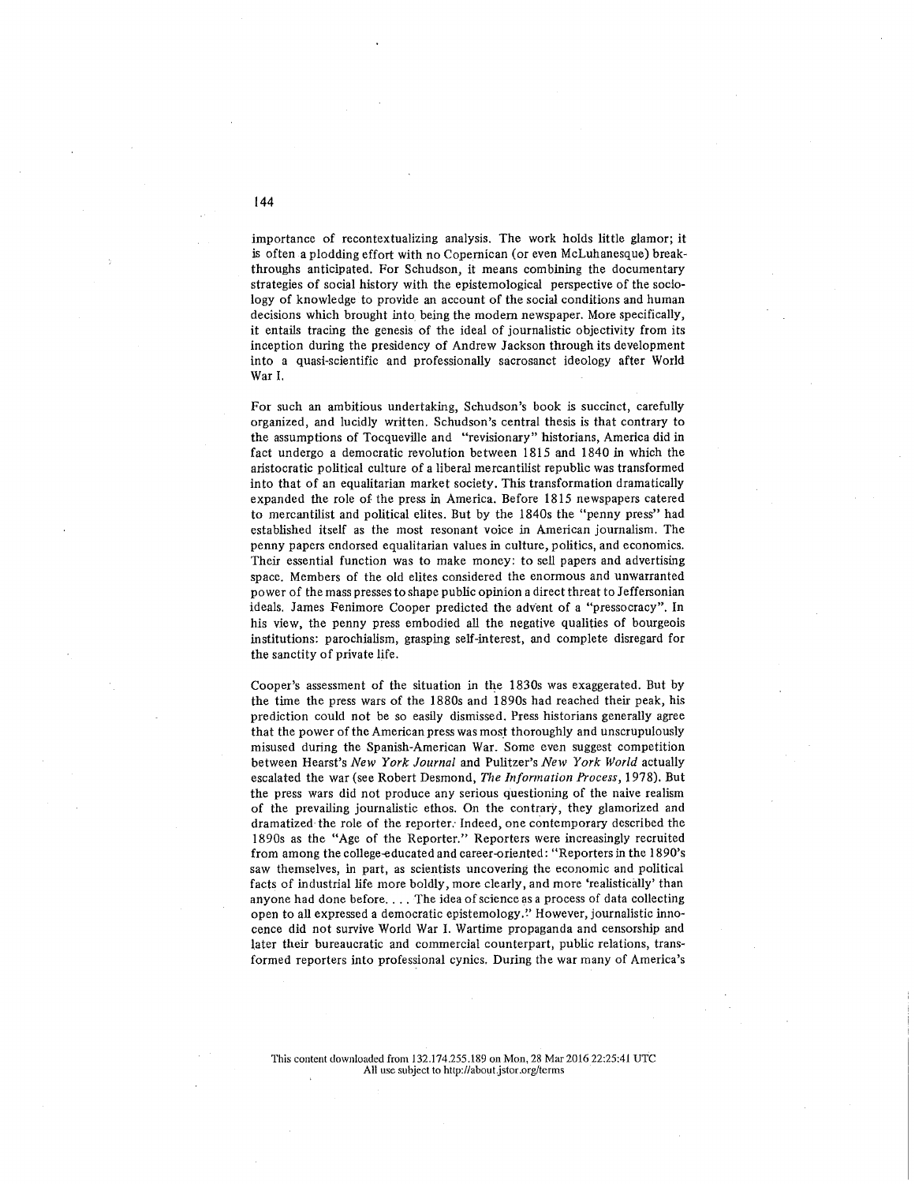importance of recontextualizing analysis. The work holds little glamor; it is often a plodding effort with no Copernican (or even McLuhanesque) breakthroughs anticipated. For Schudson, it means combining the documentary strategies of social history with the epistemological perspective of the sociology of knowledge to provide an account of the social conditions and human decisions which brought into being the modern newspaper. More specifically, it entails tracing the genesis of the ideal of journalistic objectivity from its inception during the presidency of Andrew Jackson through its development into a quasi-scientific and professionally sacrosanct ideology after World War I.

For such an ambitious undertaking, Schudson's book is succinct, carefully organized, and lucidly written. Schudson's central thesis is that contrary to the assumptions of Tocqueville and "revisionary" historians, America did in fact undergo a democratic revolution between 1815 and 1840 in which the aristocratic political culture of a liberal mercantilist republic was transformed into that of an equalitarian market society. This transformation dramatically expanded the role of the press in America. Before 1815 newspapers catered to mercantilist and political elites. But by the 1840s the "penny press" had established itself as the most resonant voice in American journalism. The penny papers endorsed equalitarian values in culture, politics, and economics. Their essential function was to make money: to sell papers and advertising space. Members of the old elites considered the enormous and unwarranted power of the mass presses to shape public opinion a direct threat to Jeffersonian ideals. James Fenimore Cooper predicted the advent of a "pressocracy". In his view, the penny press embodied all the negative qualities of bourgeois institutions: parochialism, grasping self-interest, and complete disregard for the sanctity of private life.

Cooper's assessment of the situation in the 1830s was exaggerated. But by the time the press wars of the 1880s and 1890s had reached their peak, his prediction could not be so easily dismissed. Press historians generally agree that the power of the American press was most thoroughly and unscrupulously misused during the Spanish-American War. Some even suggest competition between Hearst's *New York Journal* and Pulitzer's *New York World* actually escalated the war (see Robert Desmond, *The Information Process*, 1978). But the press wars did not produce any serious questioning of the naive realism of the prevailing journalistic ethos. On the contrary, they glamorized and dramatized the role of the reporter. Indeed, one contemporary described the 1890s as the "Age of the Reporter." Reporters were increasingly recruited from among the college-educated and career-oriented: "Reporters in the 1890's saw themselves, in part, as scientists uncovering the economic and political facts of industrial life more boldly, more clearly, and more 'realistically' than anyone had done before. . . . The idea of science as a process of data collecting open to all expressed a democratic epistemology." However, journalistic innocence did not survive World War I. Wartime propaganda and censorship and later their bureaucratic and commercial counterpart, public relations, transformed reporters into professional cynics. During the war many of America's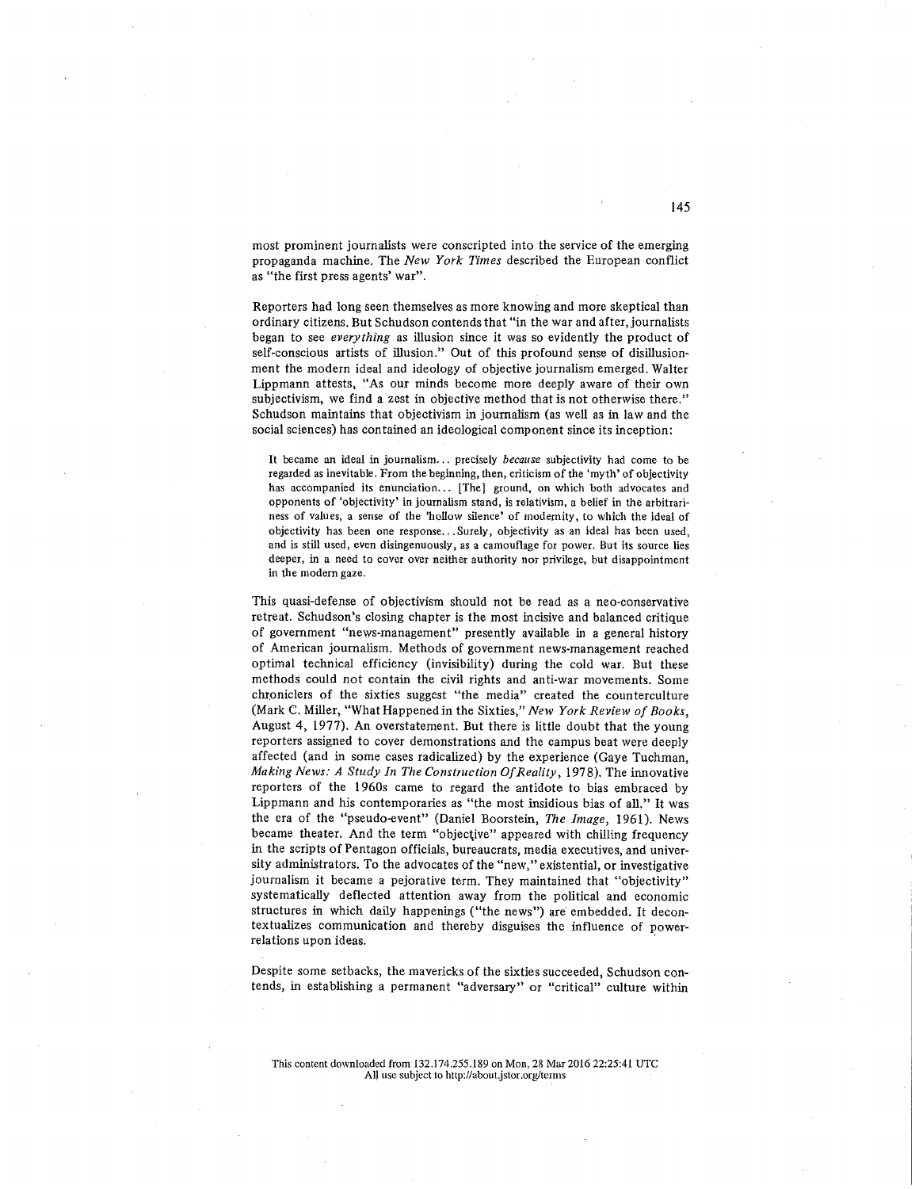most prominent journalists were conscripted into the service of the emerging propaganda machine. The *New York Times* described the European conflict as "the first press agents' war".

Reporters had long seen themselves as more knowing and more skeptical than ordinary citizens. But Schudson contends that "in the war and after, journalists began to see *everything* as illusion since it was so evidently the product of self-conscious artists of illusion." Out of this profound sense of disillusionment the modern ideal and ideology of objective journalism emerged. Walter Lippmann attests, "As our minds become more deeply aware of their own subjectivism, we find a zest in objective method that is not otherwise there." Schudson maintains that objectivism in journalism (as well as in law and the social sciences) has contained an ideological component since its inception:

> It became an ideal in journalism... precisely *because* subjectivity had come to be regarded as inevitable. From the beginning, then, criticism of the 'myth' of objectivity has accompanied its enunciation... [The] ground, on which both advocates and opponents of 'objectivity' in journalism stand, is relativism, a belief in the arbitrariness of values, a sense of the 'hollow silence' of modernity, to which the ideal of objectivity has been one response...Surely, objectivity as an ideal has been used, and is still used, even disingenuously, as a camouflage for power. But its source lies deeper, in a need to cover over neither authority nor privilege, but disappointment in the modern gaze.

This quasi-defense of objectivism should not be read as a neo-conservative retreat. Schudson's closing chapter is the most incisive and balanced critique of government "news-management" presently available in a general history of American journalism. Methods of government news-management reached optimal technical efficiency (invisibility) during the cold war. But these methods could not contain the civil rights and anti-war movements. Some chroniclers of the sixties suggest "the media" created the counterculture (Mark C. Miller, "What Happened in the Sixties," *New York Review of Books*, August 4, 1977). An overstatement. But there is little doubt that the young reporters assigned to cover demonstrations and the campus beat were deeply affected (and in some cases radicalized) by the experience (Gaye Tuchman, *Making News: A Study In The Construction Of Reality*, 1978). The innovative reporters of the 1960s came to regard the antidote to bias embraced by Lippmann and his contemporaries as "the most insidious bias of all." It was the era of the "pseudo-event" (Daniel Boorstein, *The Image*, 1961). News became theater. And the term "objective" appeared with chilling frequency in the scripts of Pentagon officials, bureaucrats, media executives, and university administrators. To the advocates of the "new," existential, or investigative journalism it became a pejorative term. They maintained that "objectivity" systematically deflected attention away from the political and economic structures in which daily happenings ("the news") are embedded. It decontextualizes communication and thereby disguises the influence of power-relations upon ideas.

Despite some setbacks, the mavericks of the sixties succeeded, Schudson contends, in establishing a permanent "adversary" or "critical" culture within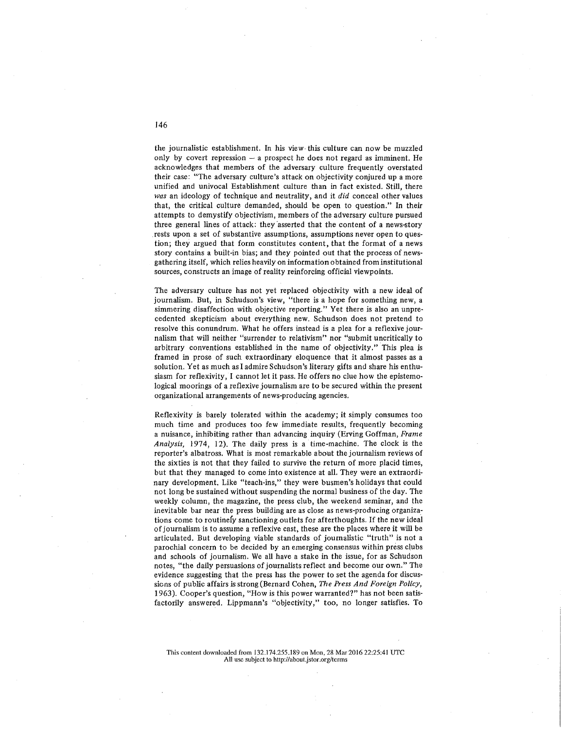the journalistic establishment. In his view this culture can now be muzzled only by covert repression – a prospect he does not regard as imminent. He acknowledges that members of the adversary culture frequently overstated their case: "The adversary culture's attack on objectivity conjured up a more unified and univocal Establishment culture than in fact existed. Still, there *was* an ideology of technique and neutrality, and it *did* conceal other values that, the critical culture demanded, should be open to question." In their attempts to demystify objectivism, members of the adversary culture pursued three general lines of attack: they asserted that the content of a news-story rests upon a set of substantive assumptions, assumptions never open to question; they argued that form constitutes content, that the format of a news story contains a built-in bias; and they pointed out that the process of news-gathering itself, which relies heavily on information obtained from institutional sources, constructs an image of reality reinforcing official viewpoints.

The adversary culture has not yet replaced objectivity with a new ideal of journalism. But, in Schudson's view, "there is a hope for something new, a simmering disaffection with objective reporting." Yet there is also an unprecedented skepticism about everything new. Schudson does not pretend to resolve this conundrum. What he offers instead is a plea for a reflexive journalism that will neither "surrender to relativism" nor "submit uncritically to arbitrary conventions established in the name of objectivity." This plea is framed in prose of such extraordinary eloquence that it almost passes as a solution. Yet as much as I admire Schudson's literary gifts and share his enthusiasm for reflexivity, I cannot let it pass. He offers no clue how the epistemological moorings of a reflexive journalism are to be secured within the present organizational arrangements of news-producing agencies.

Reflexivity is barely tolerated within the academy; it simply consumes too much time and produces too few immediate results, frequently becoming a nuisance, inhibiting rather than advancing inquiry (Erving Goffman, *Frame Analysis,* 1974, 12). The daily press is a time-machine. The clock is the reporter's albatross. What is most remarkable about the journalism reviews of the sixties is not that they failed to survive the return of more placid times, but that they managed to come into existence at all. They were an extraordinary development. Like "teach-ins," they were busmen's holidays that could not long be sustained without suspending the normal business of the day. The weekly column, the magazine, the press club, the weekend seminar, and the inevitable bar near the press building are as close as news-producing organizations come to routinely sanctioning outlets for afterthoughts. If the new ideal of journalism is to assume a reflexive cast, these are the places where it will be articulated. But developing viable standards of journalistic "truth" is not a parochial concern to be decided by an emerging consensus within press clubs and schools of journalism. We all have a stake in the issue, for as Schudson notes, "the daily persuasions of journalists reflect and become our own." The evidence suggesting that the press has the power to set the agenda for discussions of public affairs is strong (Bernard Cohen, *The Press And Foreign Policy,* 1963). Cooper's question, "How is this power warranted?" has not been satisfactorily answered. Lippmann's "objectivity," too, no longer satisfies. To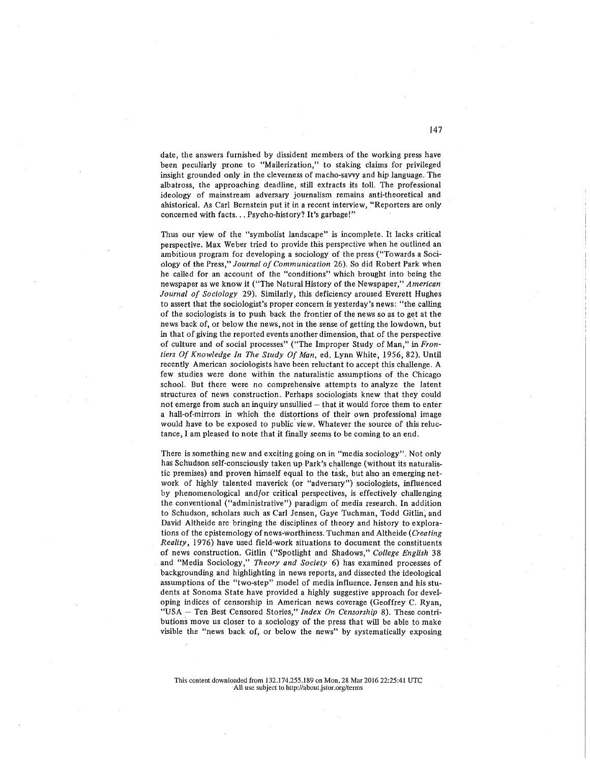date, the answers furnished by dissident members of the working press have been peculiarly prone to "Mailerization," to staking claims for privileged insight grounded only in the cleverness of macho-savvy and hip language. The albatross, the approaching deadline, still extracts its toll. The professional ideology of mainstream adversary journalism remains anti-theoretical and ahistorical. As Carl Bernstein put it in a recent interview, "Reporters are only concerned with facts... Psycho-history? It's garbage!"

Thus our view of the "symbolist landscape" is incomplete. It lacks critical perspective. Max Weber tried to provide this perspective when he outlined an ambitious program for developing a sociology of the press ("Towards a Sociology of the Press," *Journal of Communication* 26). So did Robert Park when he called for an account of the "conditions" which brought into being the newspaper as we know it ("The Natural History of the Newspaper," *American Journal of Sociology* 29). Similarly, this deficiency aroused Everett Hughes to assert that the sociologist's proper concern is yesterday's news: "the calling of the sociologists is to push back the frontier of the news so as to get at the news back of, or below the news, not in the sense of getting the lowdown, but in that of giving the reported events another dimension, that of the perspective of culture and of social processes" ("The Improper Study of Man," in *Frontiers Of Knowledge In The Study Of Man*, ed. Lynn White, 1956, 82). Until recently American sociologists have been reluctant to accept this challenge. A few studies were done within the naturalistic assumptions of the Chicago school. But there were no comprehensive attempts to analyze the latent structures of news construction. Perhaps sociologists knew that they could not emerge from such an inquiry unsullied – that it would force them to enter a hall-of-mirrors in which the distortions of their own professional image would have to be exposed to public view. Whatever the source of this reluctance, I am pleased to note that it finally seems to be coming to an end.

There is something new and exciting going on in "media sociology". Not only has Schudson self-consciously taken up Park's challenge (without its naturalistic premises) and proven himself equal to the task, but also an emerging network of highly talented maverick (or "adversary") sociologists, influenced by phenomenological and/or critical perspectives, is effectively challenging the conventional ("administrative") paradigm of media research. In addition to Schudson, scholars such as Carl Jensen, Gaye Tuchman, Todd Gitlin, and David Altheide are bringing the disciplines of theory and history to explorations of the epistemology of news-worthiness. Tuchman and Altheide (*Creating Reality*, 1976) have used field-work situations to document the constituents of news construction. Gitlin ("Spotlight and Shadows," *College English* 38 and "Media Sociology," *Theory and Society* 6) has examined processes of backgrounding and highlighting in news reports, and dissected the ideological assumptions of the "two-step" model of media influence. Jensen and his students at Sonoma State have provided a highly suggestive approach for developing indices of censorship in American news coverage (Geoffrey C. Ryan, "USA – Ten Best Censored Stories," *Index On Censorship* 8). These contributions move us closer to a sociology of the press that will be able to make visible the "news back of, or below the news" by systematically exposing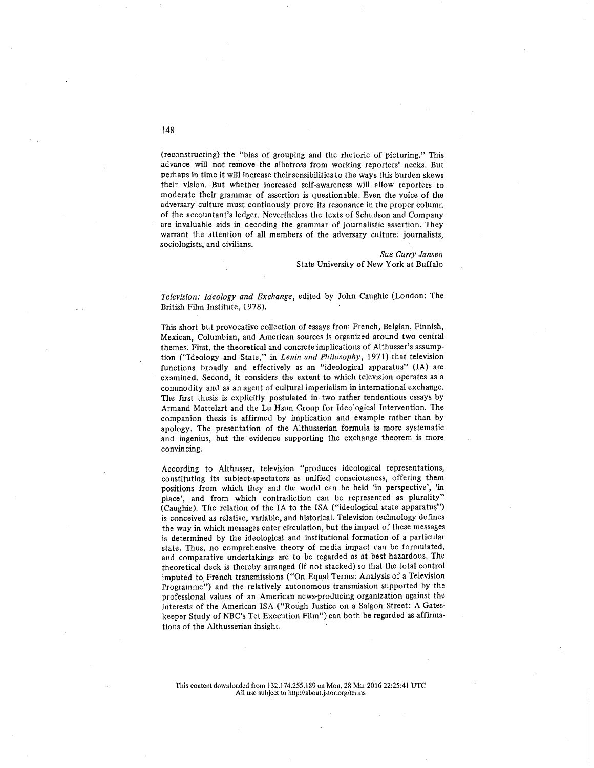(reconstructing) the "bias of grouping and the rhetoric of picturing." This advance will not remove the albatross from working reporters' necks. But perhaps in time it will increase their sensibilities to the ways this burden skews their vision. But whether increased self-awareness will allow reporters to moderate their grammar of assertion is questionable. Even the voice of the adversary culture must continously prove its resonance in the proper column of the accountant's ledger. Nevertheless the texts of Schudson and Company are invaluable aids in decoding the grammar of journalistic assertion. They warrant the attention of all members of the adversary culture: journalists, sociologists, and civilians.

*Sue Curry Jansen*
State University of New York at Buffalo

*Television: Ideology and Exchange*, edited by John Caughie (London: The British Film Institute, 1978).

This short but provocative collection of essays from French, Belgian, Finnish, Mexican, Columbian, and American sources is organized around two central themes. First, the theoretical and concrete implications of Althusser's assumption ("Ideology and State," in *Lenin and Philosophy*, 1971) that television functions broadly and effectively as an "ideological apparatus" (IA) are examined. Second, it considers the extent to which television operates as a commodity and as an agent of cultural imperialism in international exchange. The first thesis is explicitly postulated in two rather tendentious essays by Armand Mattelart and the Lu Hsun Group for Ideological Intervention. The companion thesis is affirmed by implication and example rather than by apology. The presentation of the Althusserian formula is more systematic and ingenius, but the evidence supporting the exchange theorem is more convincing.

According to Althusser, television "produces ideological representations, constituting its subject-spectators as unified consciousness, offering them positions from which they and the world can be held 'in perspective', 'in place', and from which contradiction can be represented as plurality" (Caughie). The relation of the IA to the ISA ("ideological state apparatus") is conceived as relative, variable, and historical. Television technology defines the way in which messages enter circulation, but the impact of these messages is determined by the ideological and institutional formation of a particular state. Thus, no comprehensive theory of media impact can be formulated, and comparative undertakings are to be regarded as at best hazardous. The theoretical deck is thereby arranged (if not stacked) so that the total control imputed to French transmissions ("On Equal Terms: Analysis of a Television Programme") and the relatively autonomous transmission supported by the professional values of an American news-producing organization against the interests of the American ISA ("Rough Justice on a Saigon Street: A Gatekeeper Study of NBC's Tet Execution Film") can both be regarded as affirmations of the Althusserian insight.